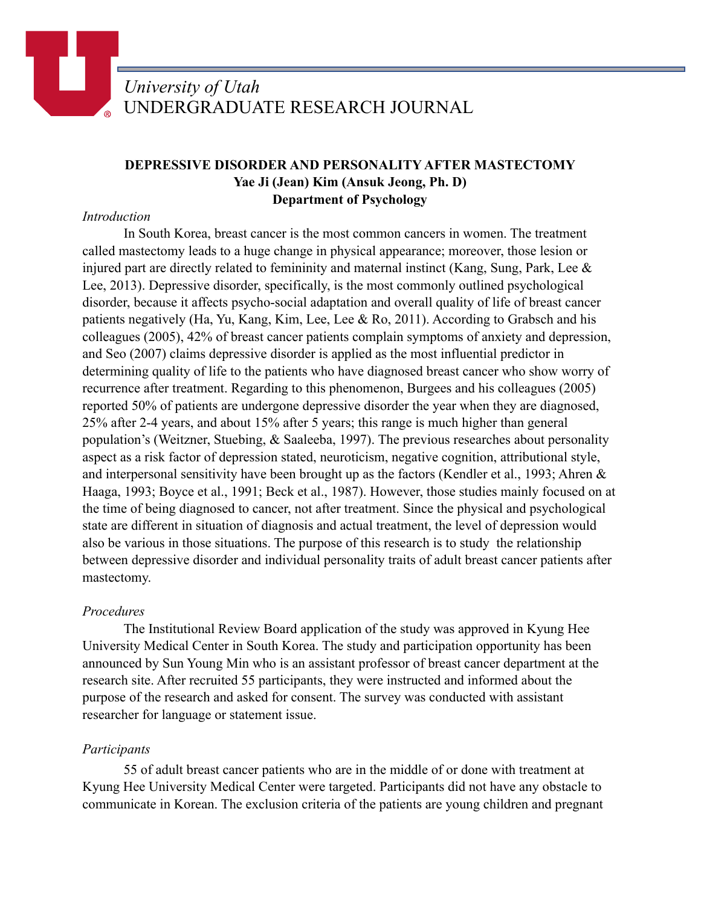University of Utah
UNDERGRADUATE RESEARCH JOURNAL

# DEPRESSIVE DISORDER AND PERSONALITY AFTER MASTECTOMY

**Yae Ji (Jean) Kim (Ansuk Jeong, Ph. D)**
**Department of Psychology**

*Introduction*

In South Korea, breast cancer is the most common cancers in women. The treatment called mastectomy leads to a huge change in physical appearance; moreover, those lesion or injured part are directly related to femininity and maternal instinct (Kang, Sung, Park, Lee & Lee, 2013). Depressive disorder, specifically, is the most commonly outlined psychological disorder, because it affects psycho-social adaptation and overall quality of life of breast cancer patients negatively (Ha, Yu, Kang, Kim, Lee, Lee & Ro, 2011). According to Grabsch and his colleagues (2005), 42% of breast cancer patients complain symptoms of anxiety and depression, and Seo (2007) claims depressive disorder is applied as the most influential predictor in determining quality of life to the patients who have diagnosed breast cancer who show worry of recurrence after treatment. Regarding to this phenomenon, Burgees and his colleagues (2005) reported 50% of patients are undergone depressive disorder the year when they are diagnosed, 25% after 2-4 years, and about 15% after 5 years; this range is much higher than general population's (Weitzner, Stuebing, & Saaleeba, 1997). The previous researches about personality aspect as a risk factor of depression stated, neuroticism, negative cognition, attributional style, and interpersonal sensitivity have been brought up as the factors (Kendler et al., 1993; Ahren & Haaga, 1993; Boyce et al., 1991; Beck et al., 1987). However, those studies mainly focused on at the time of being diagnosed to cancer, not after treatment. Since the physical and psychological state are different in situation of diagnosis and actual treatment, the level of depression would also be various in those situations. The purpose of this research is to study the relationship between depressive disorder and individual personality traits of adult breast cancer patients after mastectomy.

*Procedures*

The Institutional Review Board application of the study was approved in Kyung Hee University Medical Center in South Korea. The study and participation opportunity has been announced by Sun Young Min who is an assistant professor of breast cancer department at the research site. After recruited 55 participants, they were instructed and informed about the purpose of the research and asked for consent. The survey was conducted with assistant researcher for language or statement issue.

*Participants*

55 of adult breast cancer patients who are in the middle of or done with treatment at Kyung Hee University Medical Center were targeted. Participants did not have any obstacle to communicate in Korean. The exclusion criteria of the patients are young children and pregnant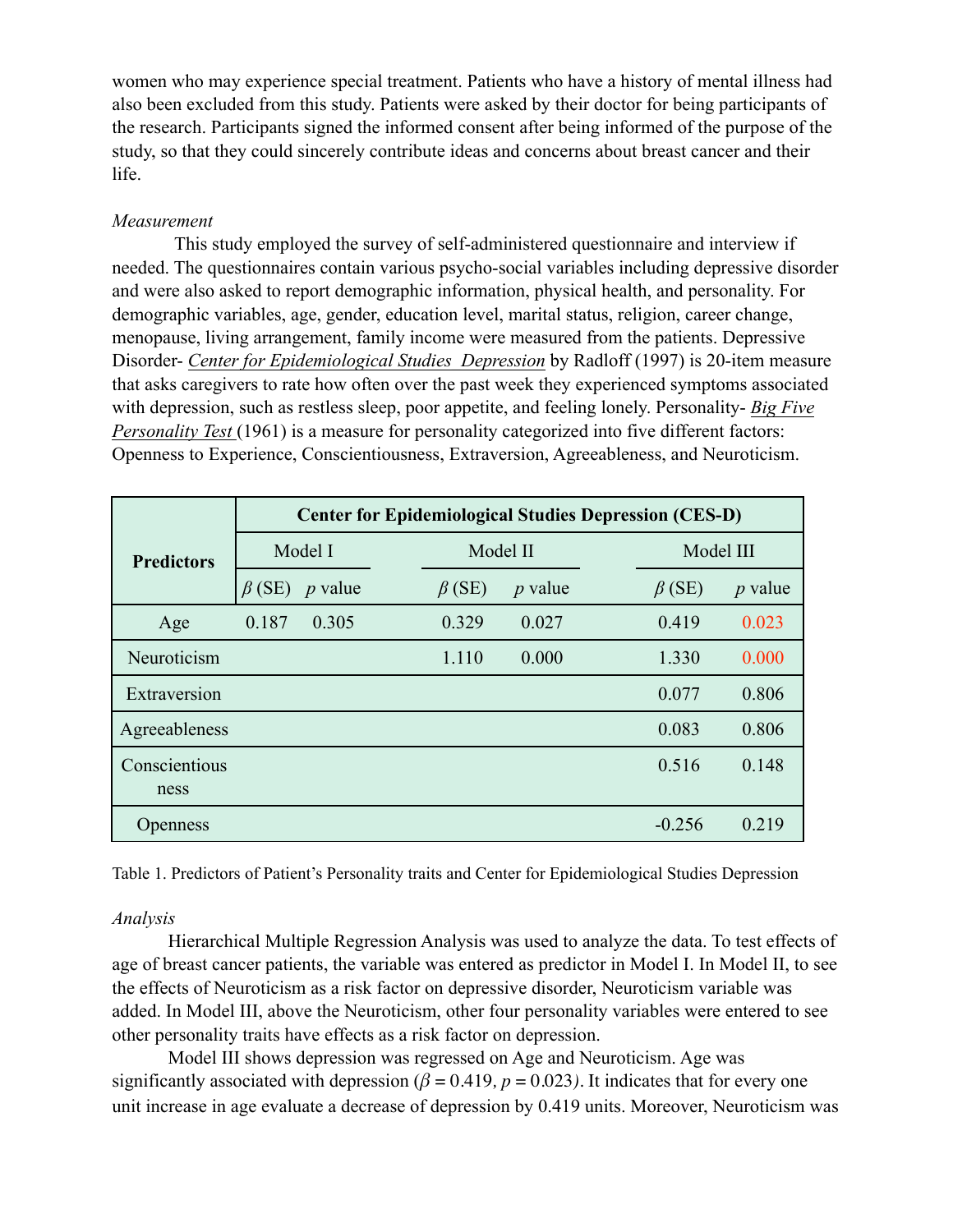women who may experience special treatment. Patients who have a history of mental illness had also been excluded from this study. Patients were asked by their doctor for being participants of the research. Participants signed the informed consent after being informed of the purpose of the study, so that they could sincerely contribute ideas and concerns about breast cancer and their life.

*Measurement*

This study employed the survey of self-administered questionnaire and interview if needed. The questionnaires contain various psycho-social variables including depressive disorder and were also asked to report demographic information, physical health, and personality. For demographic variables, age, gender, education level, marital status, religion, career change, menopause, living arrangement, family income were measured from the patients. Depressive Disorder- *Center for Epidemiological Studies Depression* by Radloff (1997) is 20-item measure that asks caregivers to rate how often over the past week they experienced symptoms associated with depression, such as restless sleep, poor appetite, and feeling lonely. Personality- *Big Five Personality Test* (1961) is a measure for personality categorized into five different factors: Openness to Experience, Conscientiousness, Extraversion, Agreeableness, and Neuroticism.

| Predictors | Center for Epidemiological Studies Depression (CES-D) | | | | | |
|---|---|---|---|---|---|---|
| | Model I | | Model II | | Model III | |
| | $\beta$ (SE) | $p$ value | $\beta$ (SE) | $p$ value | $\beta$ (SE) | $p$ value |
| Age | 0.187 | 0.305 | 0.329 | 0.027 | 0.419 | 0.023 |
| Neuroticism | | | 1.110 | 0.000 | 1.330 | 0.000 |
| Extraversion | | | | | 0.077 | 0.806 |
| Agreeableness | | | | | 0.083 | 0.806 |
| Conscientiousness | | | | | 0.516 | 0.148 |
| Openness | | | | | -0.256 | 0.219 |

Table 1. Predictors of Patient's Personality traits and Center for Epidemiological Studies Depression

*Analysis*

Hierarchical Multiple Regression Analysis was used to analyze the data. To test effects of age of breast cancer patients, the variable was entered as predictor in Model I. In Model II, to see the effects of Neuroticism as a risk factor on depressive disorder, Neuroticism variable was added. In Model III, above the Neuroticism, other four personality variables were entered to see other personality traits have effects as a risk factor on depression.

Model III shows depression was regressed on Age and Neuroticism. Age was significantly associated with depression ($\beta = 0.419$, $p = 0.023$). It indicates that for every one unit increase in age evaluate a decrease of depression by 0.419 units. Moreover, Neuroticism was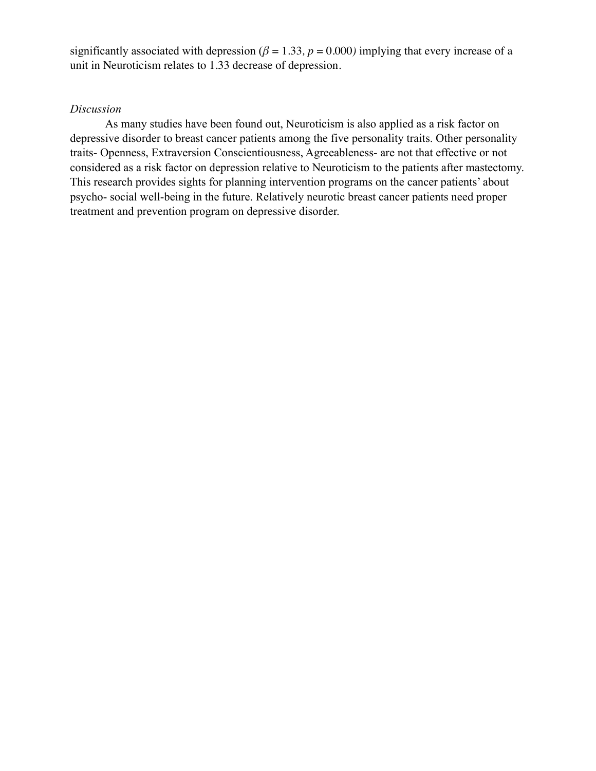significantly associated with depression ($\beta$ = 1.33, $p$ = 0.000) implying that every increase of a unit in Neuroticism relates to 1.33 decrease of depression.

*Discussion*

As many studies have been found out, Neuroticism is also applied as a risk factor on depressive disorder to breast cancer patients among the five personality traits. Other personality traits- Openness, Extraversion Conscientiousness, Agreeableness- are not that effective or not considered as a risk factor on depression relative to Neuroticism to the patients after mastectomy. This research provides sights for planning intervention programs on the cancer patients' about psycho- social well-being in the future. Relatively neurotic breast cancer patients need proper treatment and prevention program on depressive disorder.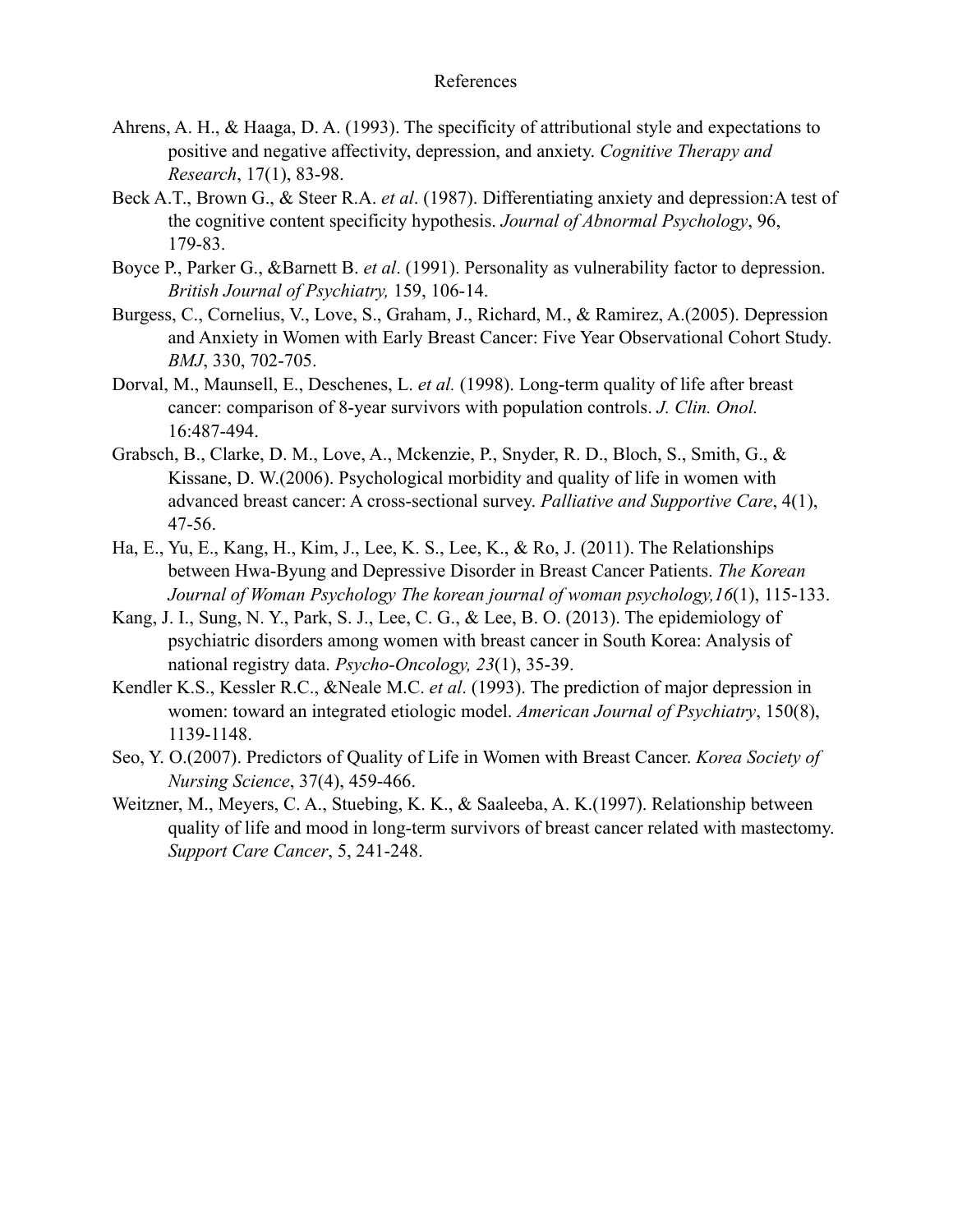# References

Ahrens, A. H., & Haaga, D. A. (1993). The specificity of attributional style and expectations to positive and negative affectivity, depression, and anxiety. *Cognitive Therapy and Research*, 17(1), 83-98.

Beck A.T., Brown G., & Steer R.A. *et al*. (1987). Differentiating anxiety and depression:A test of the cognitive content specificity hypothesis. *Journal of Abnormal Psychology*, 96, 179-83.

Boyce P., Parker G., &Barnett B. *et al*. (1991). Personality as vulnerability factor to depression. *British Journal of Psychiatry,* 159, 106-14.

Burgess, C., Cornelius, V., Love, S., Graham, J., Richard, M., & Ramirez, A.(2005). Depression and Anxiety in Women with Early Breast Cancer: Five Year Observational Cohort Study. *BMJ*, 330, 702-705.

Dorval, M., Maunsell, E., Deschenes, L. *et al.* (1998). Long-term quality of life after breast cancer: comparison of 8-year survivors with population controls. *J. Clin. Onol.* 16:487-494.

Grabsch, B., Clarke, D. M., Love, A., Mckenzie, P., Snyder, R. D., Bloch, S., Smith, G., & Kissane, D. W.(2006). Psychological morbidity and quality of life in women with advanced breast cancer: A cross-sectional survey. *Palliative and Supportive Care*, 4(1), 47-56.

Ha, E., Yu, E., Kang, H., Kim, J., Lee, K. S., Lee, K., & Ro, J. (2011). The Relationships between Hwa-Byung and Depressive Disorder in Breast Cancer Patients. *The Korean Journal of Woman Psychology The korean journal of woman psychology,16*(1), 115-133.

Kang, J. I., Sung, N. Y., Park, S. J., Lee, C. G., & Lee, B. O. (2013). The epidemiology of psychiatric disorders among women with breast cancer in South Korea: Analysis of national registry data. *Psycho-Oncology, 23*(1), 35-39.

Kendler K.S., Kessler R.C., &Neale M.C. *et al*. (1993). The prediction of major depression in women: toward an integrated etiologic model. *American Journal of Psychiatry*, 150(8), 1139-1148.

Seo, Y. O.(2007). Predictors of Quality of Life in Women with Breast Cancer. *Korea Society of Nursing Science*, 37(4), 459-466.

Weitzner, M., Meyers, C. A., Stuebing, K. K., & Saaleeba, A. K.(1997). Relationship between quality of life and mood in long-term survivors of breast cancer related with mastectomy. *Support Care Cancer*, 5, 241-248.